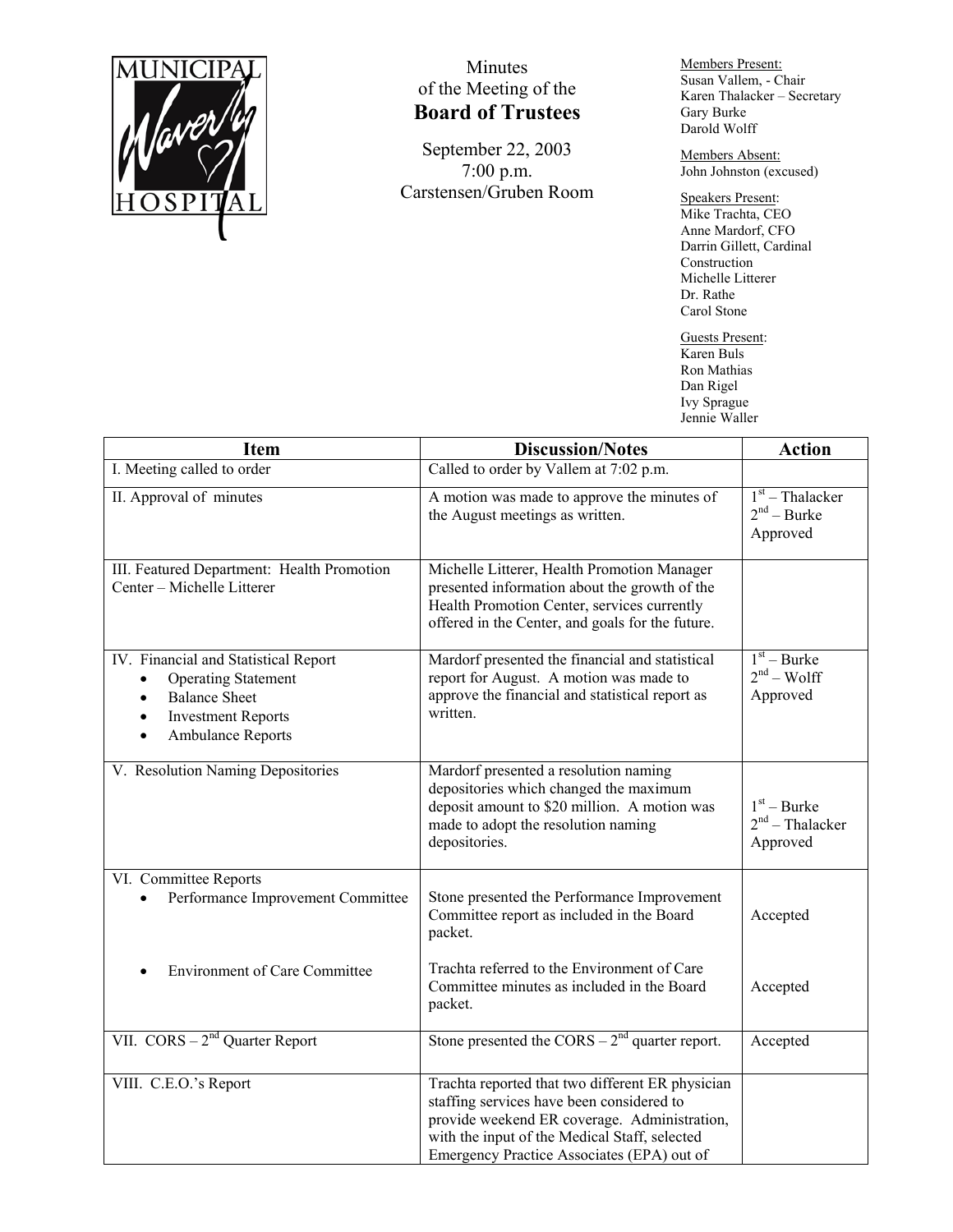MUNICIPAL Waverly HOSPITAL

# Minutes of the Meeting of the Board of Trustees

September 22, 2003
7:00 p.m.
Carstensen/Gruben Room

Members Present:
Susan Vallem, - Chair
Karen Thalacker – Secretary
Gary Burke
Darold Wolff

Members Absent:
John Johnston (excused)

Speakers Present:
Mike Trachta, CEO
Anne Mardorf, CFO
Darrin Gillett, Cardinal Construction
Michelle Litterer
Dr. Rathe
Carol Stone

Guests Present:
Karen Buls
Ron Mathias
Dan Rigel
Ivy Sprague
Jennie Waller

| Item | Discussion/Notes | Action |
|---|---|---|
| I. Meeting called to order | Called to order by Vallem at 7:02 p.m. | |
| II. Approval of minutes | A motion was made to approve the minutes of the August meetings as written. | 1st – Thalacker<br>2nd – Burke<br>Approved |
| III. Featured Department: Health Promotion Center – Michelle Litterer | Michelle Litterer, Health Promotion Manager presented information about the growth of the Health Promotion Center, services currently offered in the Center, and goals for the future. | |
| IV. Financial and Statistical Report<br>• Operating Statement<br>• Balance Sheet<br>• Investment Reports<br>• Ambulance Reports | Mardorf presented the financial and statistical report for August. A motion was made to approve the financial and statistical report as written. | 1st – Burke<br>2nd – Wolff<br>Approved |
| V. Resolution Naming Depositories | Mardorf presented a resolution naming depositories which changed the maximum deposit amount to $20 million. A motion was made to adopt the resolution naming depositories. | 1st – Burke<br>2nd – Thalacker<br>Approved |
| VI. Committee Reports<br>• Performance Improvement Committee | Stone presented the Performance Improvement Committee report as included in the Board packet. | Accepted |
| • Environment of Care Committee | Trachta referred to the Environment of Care Committee minutes as included in the Board packet. | Accepted |
| VII. CORS – 2nd Quarter Report | Stone presented the CORS – 2nd quarter report. | Accepted |
| VIII. C.E.O.'s Report | Trachta reported that two different ER physician staffing services have been considered to provide weekend ER coverage. Administration, with the input of the Medical Staff, selected Emergency Practice Associates (EPA) out of | |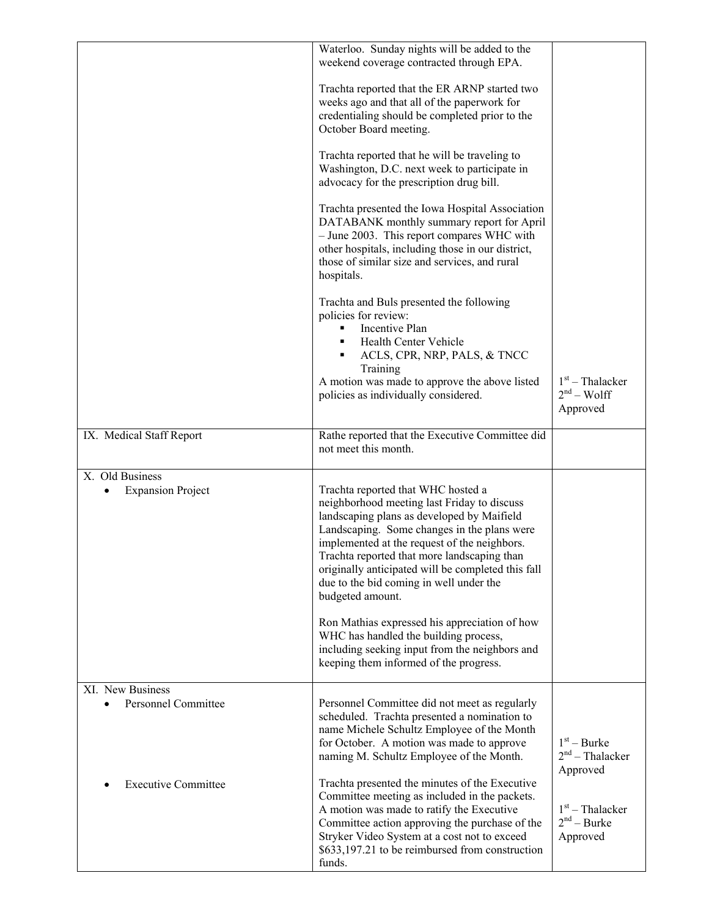| | | |
|---|---|---|
| | Waterloo. Sunday nights will be added to the weekend coverage contracted through EPA.<br><br>Trachta reported that the ER ARNP started two weeks ago and that all of the paperwork for credentialing should be completed prior to the October Board meeting.<br><br>Trachta reported that he will be traveling to Washington, D.C. next week to participate in advocacy for the prescription drug bill.<br><br>Trachta presented the Iowa Hospital Association DATABANK monthly summary report for April – June 2003. This report compares WHC with other hospitals, including those in our district, those of similar size and services, and rural hospitals.<br><br>Trachta and Buls presented the following policies for review:<br>▪ Incentive Plan<br>▪ Health Center Vehicle<br>▪ ACLS, CPR, NRP, PALS, & TNCC Training<br>A motion was made to approve the above listed policies as individually considered. | 1st – Thalacker<br>2nd – Wolff<br>Approved |
| IX. Medical Staff Report | Rathe reported that the Executive Committee did not meet this month. | |
| X. Old Business<br>• Expansion Project | Trachta reported that WHC hosted a neighborhood meeting last Friday to discuss landscaping plans as developed by Maifield Landscaping. Some changes in the plans were implemented at the request of the neighbors. Trachta reported that more landscaping than originally anticipated will be completed this fall due to the bid coming in well under the budgeted amount.<br><br>Ron Mathias expressed his appreciation of how WHC has handled the building process, including seeking input from the neighbors and keeping them informed of the progress. | |
| XI. New Business<br>• Personnel Committee | Personnel Committee did not meet as regularly scheduled. Trachta presented a nomination to name Michele Schultz Employee of the Month for October. A motion was made to approve naming M. Schultz Employee of the Month. | 1st – Burke<br>2nd – Thalacker<br>Approved |
| • Executive Committee | Trachta presented the minutes of the Executive Committee meeting as included in the packets. A motion was made to ratify the Executive Committee action approving the purchase of the Stryker Video System at a cost not to exceed $633,197.21 to be reimbursed from construction funds. | 1st – Thalacker<br>2nd – Burke<br>Approved |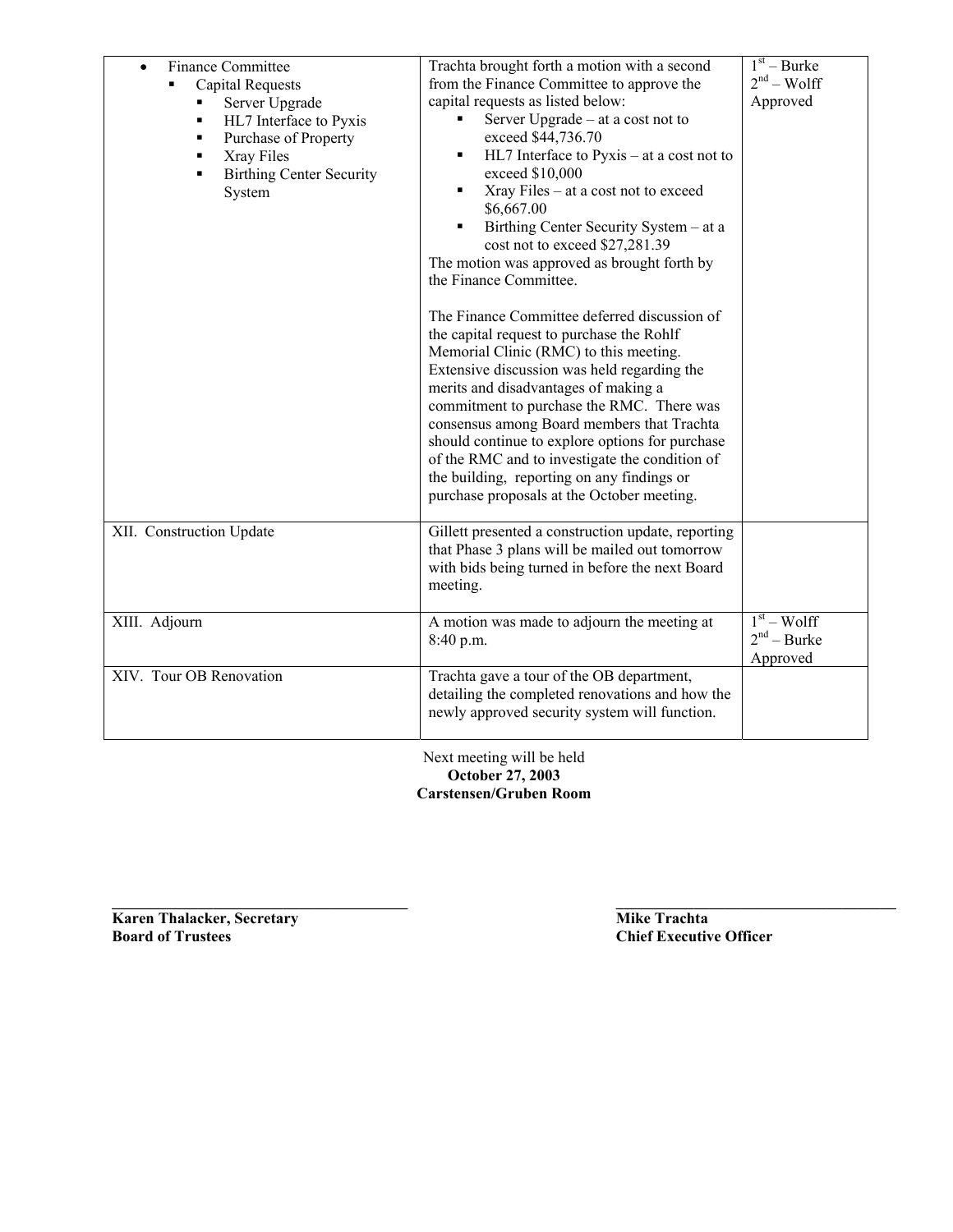| | | |
|---|---|---|
| • Finance Committee<br>  ▪ Capital Requests<br>    ▪ Server Upgrade<br>    ▪ HL7 Interface to Pyxis<br>    ▪ Purchase of Property<br>    ▪ Xray Files<br>    ▪ Birthing Center Security System | Trachta brought forth a motion with a second from the Finance Committee to approve the capital requests as listed below:<br>▪ Server Upgrade – at a cost not to exceed $44,736.70<br>▪ HL7 Interface to Pyxis – at a cost not to exceed $10,000<br>▪ Xray Files – at a cost not to exceed $6,667.00<br>▪ Birthing Center Security System – at a cost not to exceed $27,281.39<br>The motion was approved as brought forth by the Finance Committee.<br><br>The Finance Committee deferred discussion of the capital request to purchase the Rohlf Memorial Clinic (RMC) to this meeting. Extensive discussion was held regarding the merits and disadvantages of making a commitment to purchase the RMC. There was consensus among Board members that Trachta should continue to explore options for purchase of the RMC and to investigate the condition of the building, reporting on any findings or purchase proposals at the October meeting. | 1st – Burke<br>2nd – Wolff<br>Approved |
| XII. Construction Update | Gillett presented a construction update, reporting that Phase 3 plans will be mailed out tomorrow with bids being turned in before the next Board meeting. | |
| XIII. Adjourn | A motion was made to adjourn the meeting at 8:40 p.m. | 1st – Wolff<br>2nd – Burke<br>Approved |
| XIV. Tour OB Renovation | Trachta gave a tour of the OB department, detailing the completed renovations and how the newly approved security system will function. | |

Next meeting will be held
**October 27, 2003**
**Carstensen/Gruben Room**

**Karen Thalacker, Secretary**
**Board of Trustees**

**Mike Trachta**
**Chief Executive Officer**